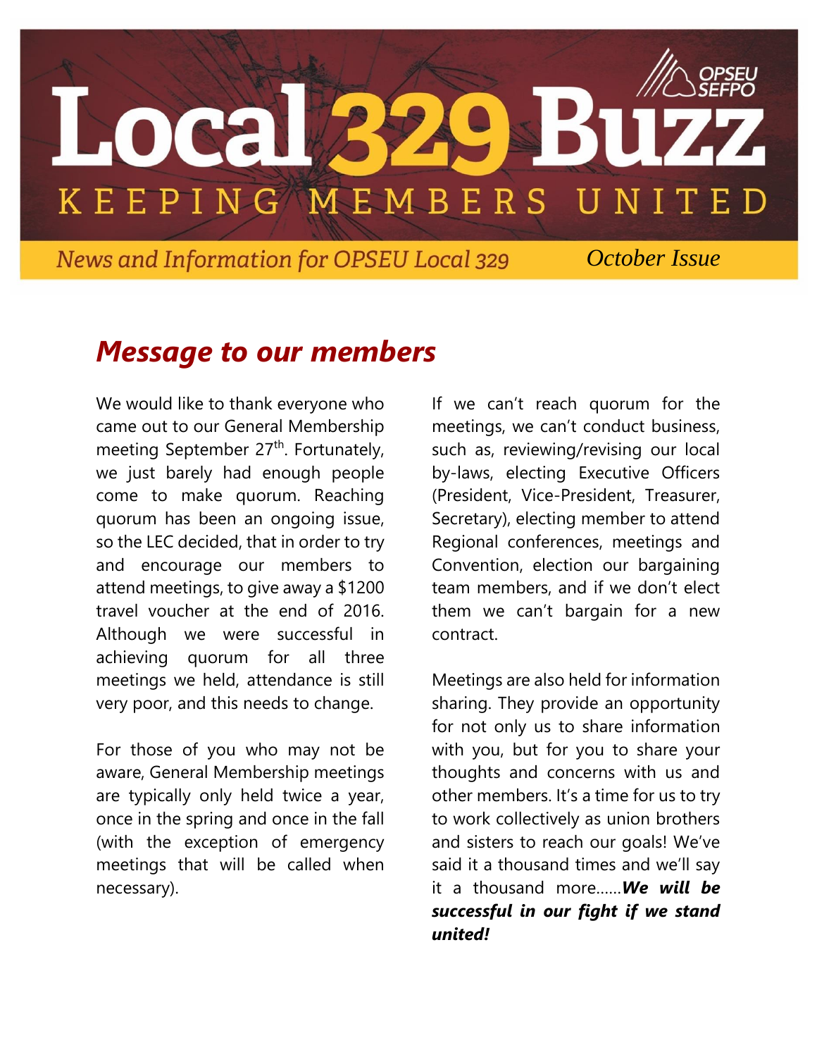# Local 329 Buzz

KEEPING MEMBERS UNITED

OPSEU SEFPO

*News and Information for OPSEU Local 329* — *October Issue*

## *Message to our members*

We would like to thank everyone who came out to our General Membership meeting September 27th. Fortunately, we just barely had enough people come to make quorum. Reaching quorum has been an ongoing issue, so the LEC decided, that in order to try and encourage our members to attend meetings, to give away a $1200 travel voucher at the end of 2016. Although we were successful in achieving quorum for all three meetings we held, attendance is still very poor, and this needs to change.

For those of you who may not be aware, General Membership meetings are typically only held twice a year, once in the spring and once in the fall (with the exception of emergency meetings that will be called when necessary).

If we can't reach quorum for the meetings, we can't conduct business, such as, reviewing/revising our local by-laws, electing Executive Officers (President, Vice-President, Treasurer, Secretary), electing member to attend Regional conferences, meetings and Convention, election our bargaining team members, and if we don't elect them we can't bargain for a new contract.

Meetings are also held for information sharing. They provide an opportunity for not only us to share information with you, but for you to share your thoughts and concerns with us and other members. It's a time for us to try to work collectively as union brothers and sisters to reach our goals! We've said it a thousand times and we'll say it a thousand more……***We will be successful in our fight if we stand united!***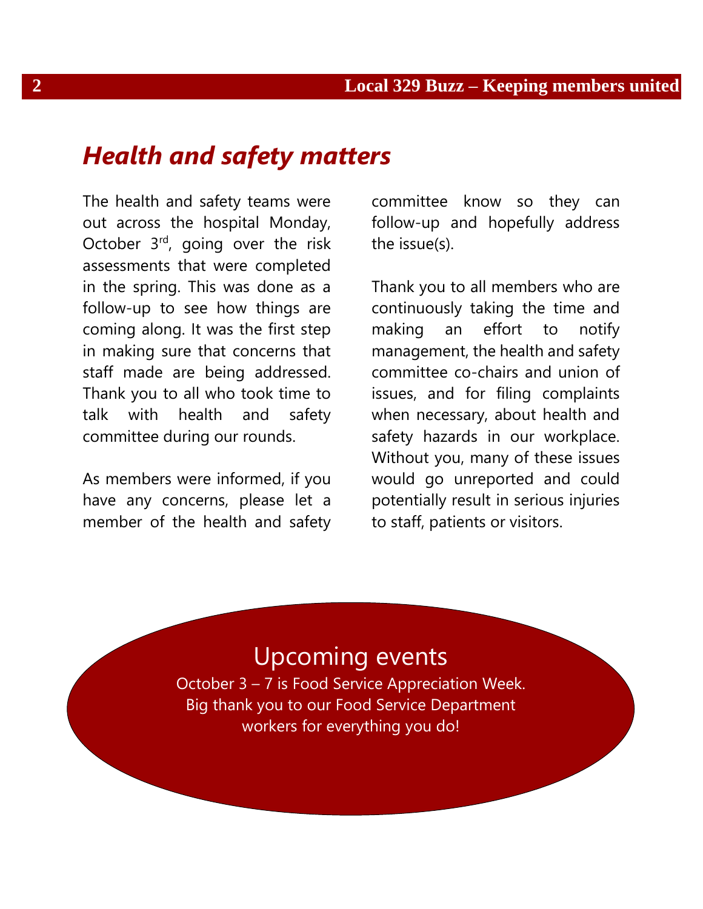## *Health and safety matters*

The health and safety teams were out across the hospital Monday, October 3rd, going over the risk assessments that were completed in the spring. This was done as a follow-up to see how things are coming along. It was the first step in making sure that concerns that staff made are being addressed. Thank you to all who took time to talk with health and safety committee during our rounds.

As members were informed, if you have any concerns, please let a member of the health and safety committee know so they can follow-up and hopefully address the issue(s).

Thank you to all members who are continuously taking the time and making an effort to notify management, the health and safety committee co-chairs and union of issues, and for filing complaints when necessary, about health and safety hazards in our workplace. Without you, many of these issues would go unreported and could potentially result in serious injuries to staff, patients or visitors.

## Upcoming events

October 3 – 7 is Food Service Appreciation Week. Big thank you to our Food Service Department workers for everything you do!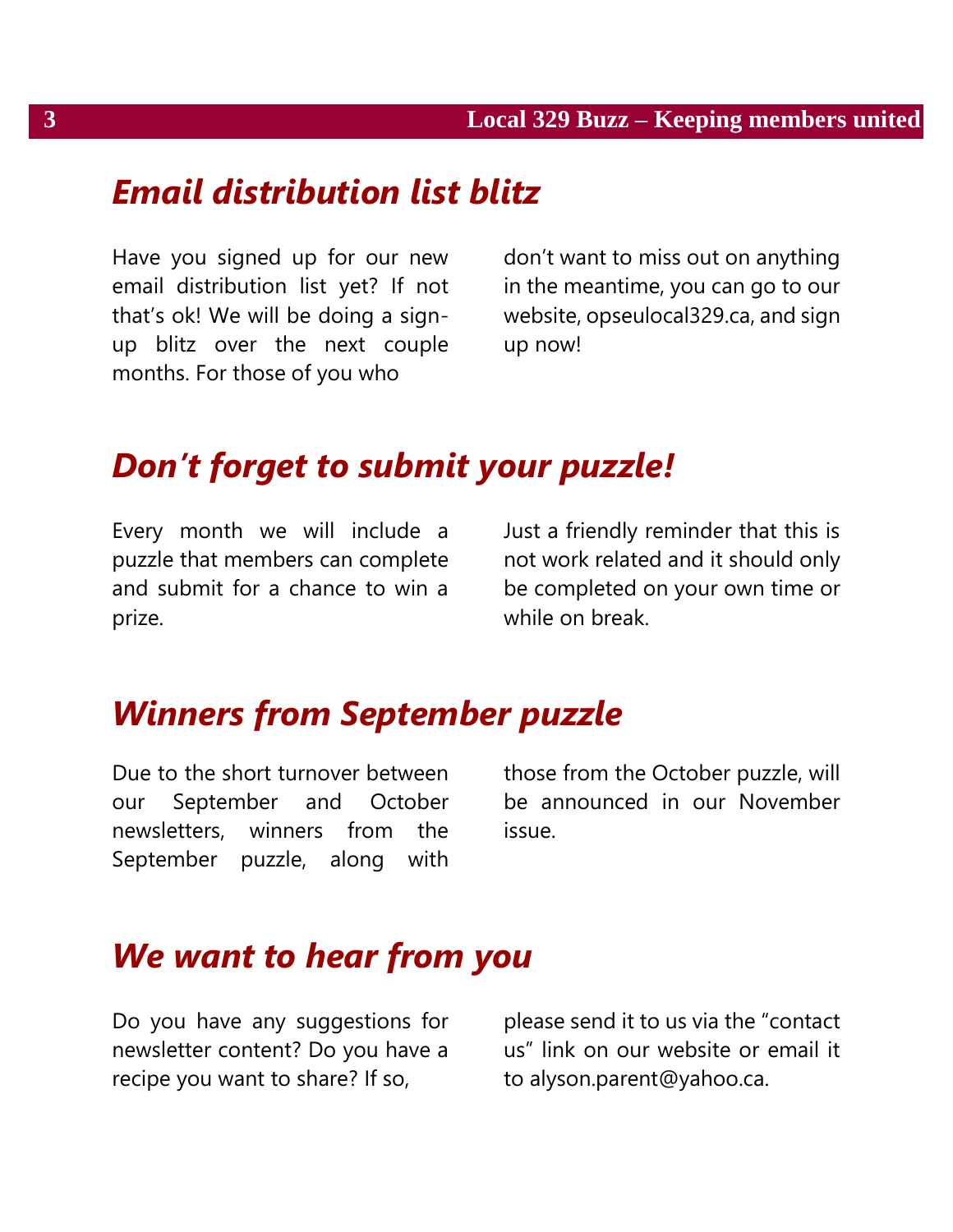## *Email distribution list blitz*

Have you signed up for our new email distribution list yet? If not that's ok! We will be doing a sign-up blitz over the next couple months. For those of you who don't want to miss out on anything in the meantime, you can go to our website, opseulocal329.ca, and sign up now!

## *Don't forget to submit your puzzle!*

Every month we will include a puzzle that members can complete and submit for a chance to win a prize.

Just a friendly reminder that this is not work related and it should only be completed on your own time or while on break.

## *Winners from September puzzle*

Due to the short turnover between our September and October newsletters, winners from the September puzzle, along with those from the October puzzle, will be announced in our November issue.

## *We want to hear from you*

Do you have any suggestions for newsletter content? Do you have a recipe you want to share? If so, please send it to us via the "contact us" link on our website or email it to alyson.parent@yahoo.ca.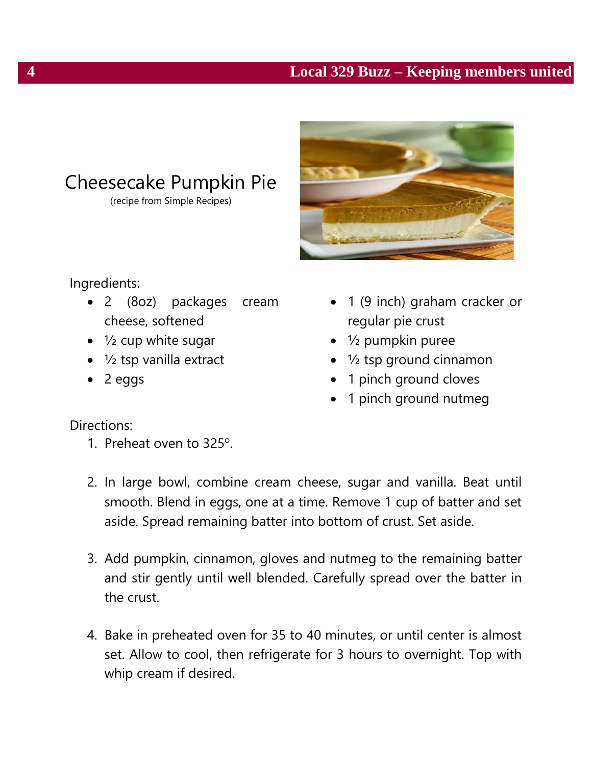# Cheesecake Pumpkin Pie

(recipe from Simple Recipes)

Ingredients:

- 2 (8oz) packages cream cheese, softened
- ½ cup white sugar
- ½ tsp vanilla extract
- 2 eggs
- 1 (9 inch) graham cracker or regular pie crust
- ½ pumpkin puree
- ½ tsp ground cinnamon
- 1 pinch ground cloves
- 1 pinch ground nutmeg

Directions:

1. Preheat oven to 325º.
2. In large bowl, combine cream cheese, sugar and vanilla. Beat until smooth. Blend in eggs, one at a time. Remove 1 cup of batter and set aside. Spread remaining batter into bottom of crust. Set aside.
3. Add pumpkin, cinnamon, gloves and nutmeg to the remaining batter and stir gently until well blended. Carefully spread over the batter in the crust.
4. Bake in preheated oven for 35 to 40 minutes, or until center is almost set. Allow to cool, then refrigerate for 3 hours to overnight. Top with whip cream if desired.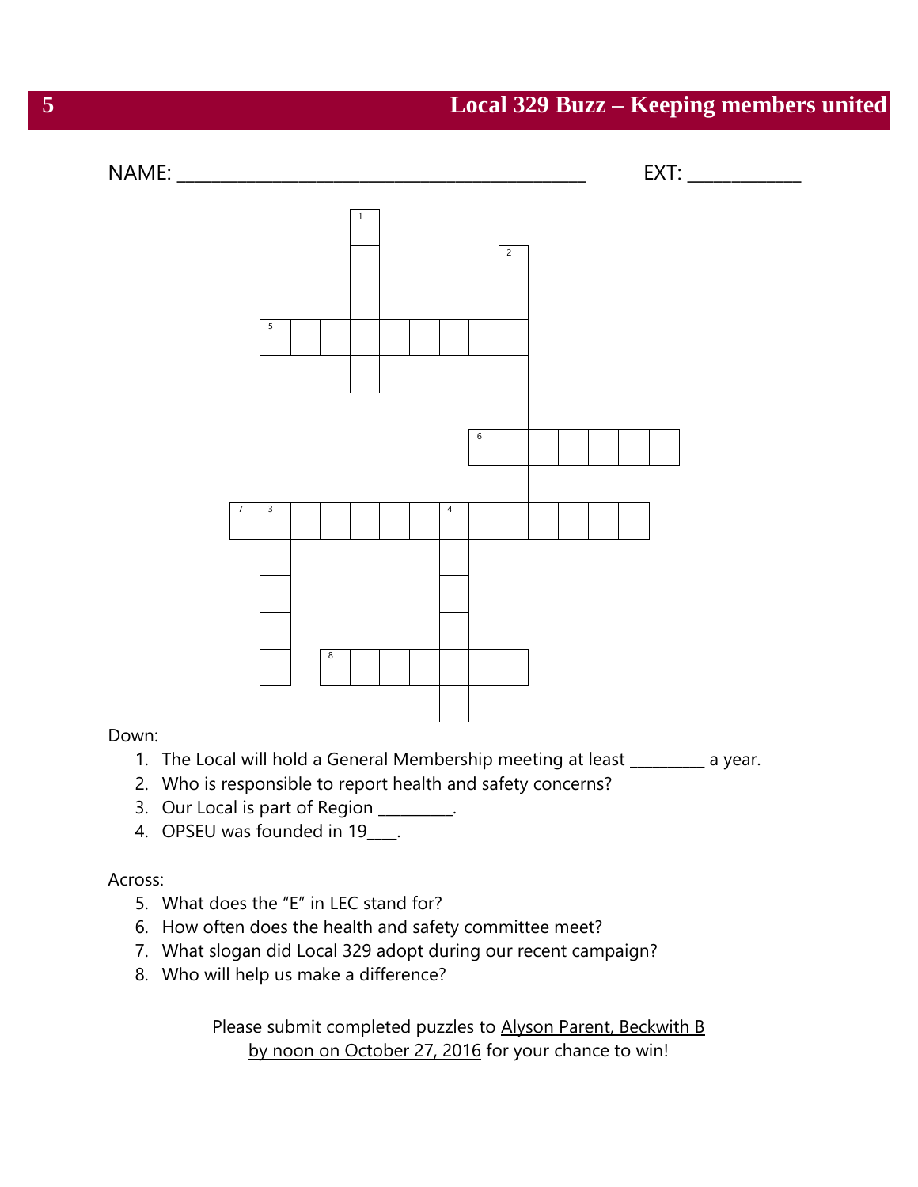NAME: ______________________________________________ EXT: ____________

Down:

1. The Local will hold a General Membership meeting at least _________ a year.
2. Who is responsible to report health and safety concerns?
3. Our Local is part of Region _________.
4. OPSEU was founded in 19____.

Across:

5. What does the “E” in LEC stand for?
6. How often does the health and safety committee meet?
7. What slogan did Local 329 adopt during our recent campaign?
8. Who will help us make a difference?

Please submit completed puzzles to Alyson Parent, Beckwith B by noon on October 27, 2016 for your chance to win!